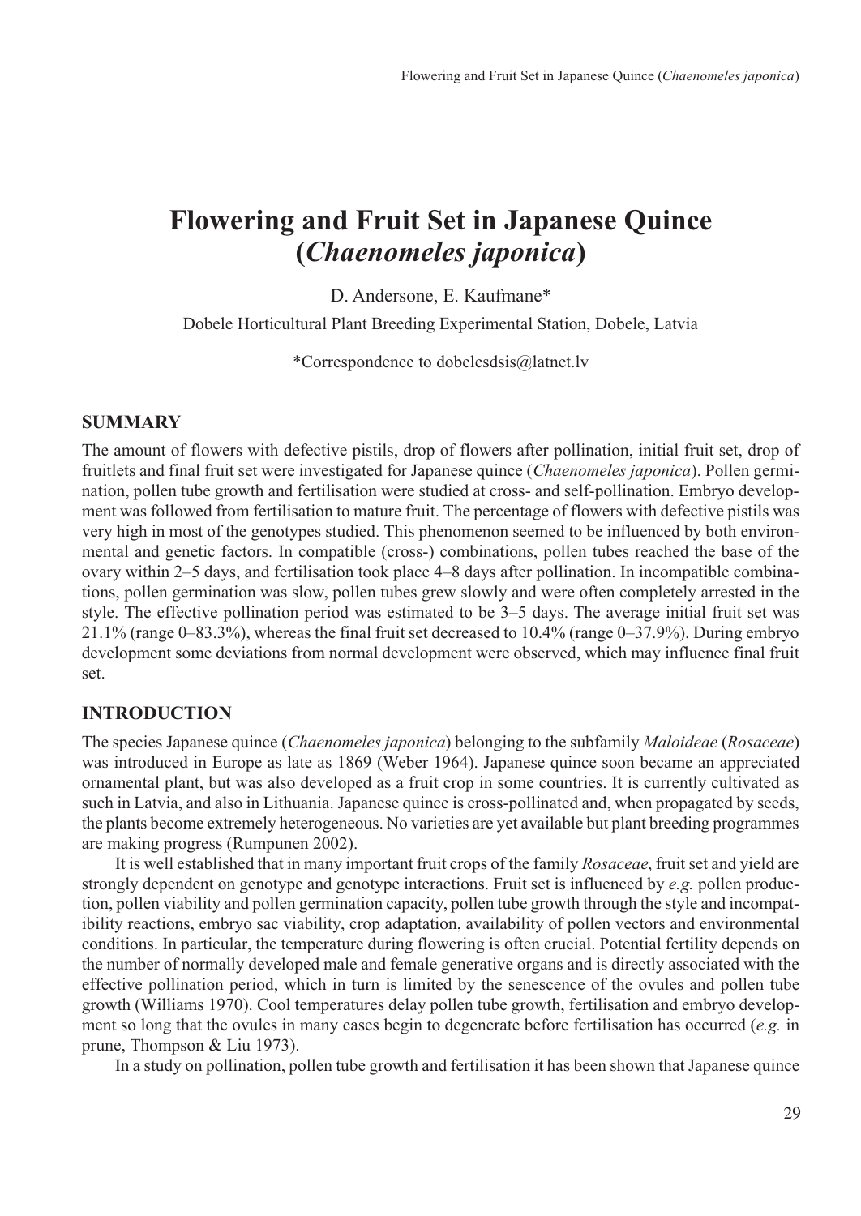# Flowering and Fruit Set in Japanese Quince (*Chaenomeles japonica*)

D. Andersone, E. Kaufmane*

Dobele Horticultural Plant Breeding Experimental Station, Dobele, Latvia

*Correspondence to dobelesdsis@latnet.lv

## SUMMARY

The amount of flowers with defective pistils, drop of flowers after pollination, initial fruit set, drop of fruitlets and final fruit set were investigated for Japanese quince (*Chaenomeles japonica*). Pollen germination, pollen tube growth and fertilisation were studied at cross- and self-pollination. Embryo development was followed from fertilisation to mature fruit. The percentage of flowers with defective pistils was very high in most of the genotypes studied. This phenomenon seemed to be influenced by both environmental and genetic factors. In compatible (cross-) combinations, pollen tubes reached the base of the ovary within 2–5 days, and fertilisation took place 4–8 days after pollination. In incompatible combinations, pollen germination was slow, pollen tubes grew slowly and were often completely arrested in the style. The effective pollination period was estimated to be 3–5 days. The average initial fruit set was 21.1% (range 0–83.3%), whereas the final fruit set decreased to 10.4% (range 0–37.9%). During embryo development some deviations from normal development were observed, which may influence final fruit set.

## INTRODUCTION

The species Japanese quince (*Chaenomeles japonica*) belonging to the subfamily *Maloideae* (*Rosaceae*) was introduced in Europe as late as 1869 (Weber 1964). Japanese quince soon became an appreciated ornamental plant, but was also developed as a fruit crop in some countries. It is currently cultivated as such in Latvia, and also in Lithuania. Japanese quince is cross-pollinated and, when propagated by seeds, the plants become extremely heterogeneous. No varieties are yet available but plant breeding programmes are making progress (Rumpunen 2002).

It is well established that in many important fruit crops of the family *Rosaceae*, fruit set and yield are strongly dependent on genotype and genotype interactions. Fruit set is influenced by *e.g.* pollen production, pollen viability and pollen germination capacity, pollen tube growth through the style and incompatibility reactions, embryo sac viability, crop adaptation, availability of pollen vectors and environmental conditions. In particular, the temperature during flowering is often crucial. Potential fertility depends on the number of normally developed male and female generative organs and is directly associated with the effective pollination period, which in turn is limited by the senescence of the ovules and pollen tube growth (Williams 1970). Cool temperatures delay pollen tube growth, fertilisation and embryo development so long that the ovules in many cases begin to degenerate before fertilisation has occurred (*e.g.* in prune, Thompson & Liu 1973).

In a study on pollination, pollen tube growth and fertilisation it has been shown that Japanese quince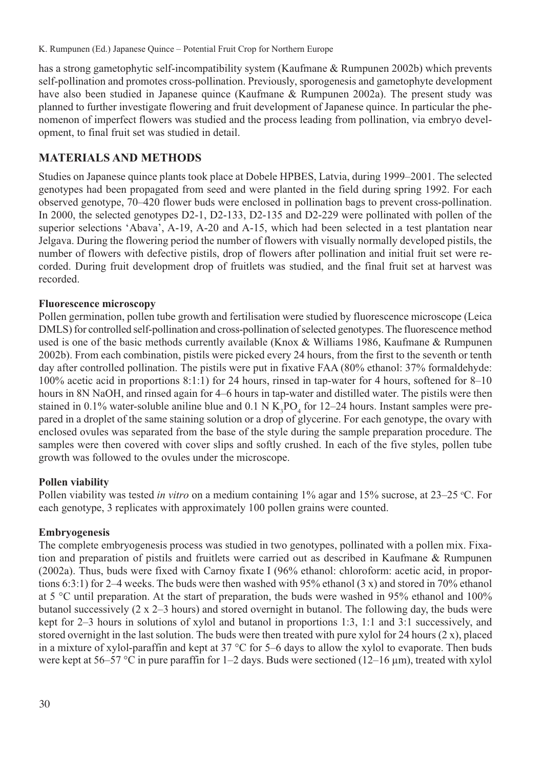has a strong gametophytic self-incompatibility system (Kaufmane & Rumpunen 2002b) which prevents self-pollination and promotes cross-pollination. Previously, sporogenesis and gametophyte development have also been studied in Japanese quince (Kaufmane & Rumpunen 2002a). The present study was planned to further investigate flowering and fruit development of Japanese quince. In particular the phenomenon of imperfect flowers was studied and the process leading from pollination, via embryo development, to final fruit set was studied in detail.

## MATERIALS AND METHODS

Studies on Japanese quince plants took place at Dobele HPBES, Latvia, during 1999–2001. The selected genotypes had been propagated from seed and were planted in the field during spring 1992. For each observed genotype, 70–420 flower buds were enclosed in pollination bags to prevent cross-pollination. In 2000, the selected genotypes D2-1, D2-133, D2-135 and D2-229 were pollinated with pollen of the superior selections 'Abava', A-19, A-20 and A-15, which had been selected in a test plantation near Jelgava. During the flowering period the number of flowers with visually normally developed pistils, the number of flowers with defective pistils, drop of flowers after pollination and initial fruit set were recorded. During fruit development drop of fruitlets was studied, and the final fruit set at harvest was recorded.

### Fluorescence microscopy

Pollen germination, pollen tube growth and fertilisation were studied by fluorescence microscope (Leica DMLS) for controlled self-pollination and cross-pollination of selected genotypes. The fluorescence method used is one of the basic methods currently available (Knox & Williams 1986, Kaufmane & Rumpunen 2002b). From each combination, pistils were picked every 24 hours, from the first to the seventh or tenth day after controlled pollination. The pistils were put in fixative FAA (80% ethanol: 37% formaldehyde: 100% acetic acid in proportions 8:1:1) for 24 hours, rinsed in tap-water for 4 hours, softened for 8–10 hours in 8N NaOH, and rinsed again for 4–6 hours in tap-water and distilled water. The pistils were then stained in 0.1% water-soluble aniline blue and 0.1 N $K_3PO_4$ for 12–24 hours. Instant samples were prepared in a droplet of the same staining solution or a drop of glycerine. For each genotype, the ovary with enclosed ovules was separated from the base of the style during the sample preparation procedure. The samples were then covered with cover slips and softly crushed. In each of the five styles, pollen tube growth was followed to the ovules under the microscope.

### Pollen viability

Pollen viability was tested *in vitro* on a medium containing 1% agar and 15% sucrose, at 23–25 °C. For each genotype, 3 replicates with approximately 100 pollen grains were counted.

### Embryogenesis

The complete embryogenesis process was studied in two genotypes, pollinated with a pollen mix. Fixation and preparation of pistils and fruitlets were carried out as described in Kaufmane & Rumpunen (2002a). Thus, buds were fixed with Carnoy fixate I (96% ethanol: chloroform: acetic acid, in proportions 6:3:1) for 2–4 weeks. The buds were then washed with 95% ethanol (3 x) and stored in 70% ethanol at 5 °C until preparation. At the start of preparation, the buds were washed in 95% ethanol and 100% butanol successively (2 x 2–3 hours) and stored overnight in butanol. The following day, the buds were kept for 2–3 hours in solutions of xylol and butanol in proportions 1:3, 1:1 and 3:1 successively, and stored overnight in the last solution. The buds were then treated with pure xylol for 24 hours (2 x), placed in a mixture of xylol-paraffin and kept at 37 °C for 5–6 days to allow the xylol to evaporate. Then buds were kept at 56–57 °C in pure paraffin for 1–2 days. Buds were sectioned (12–16 µm), treated with xylol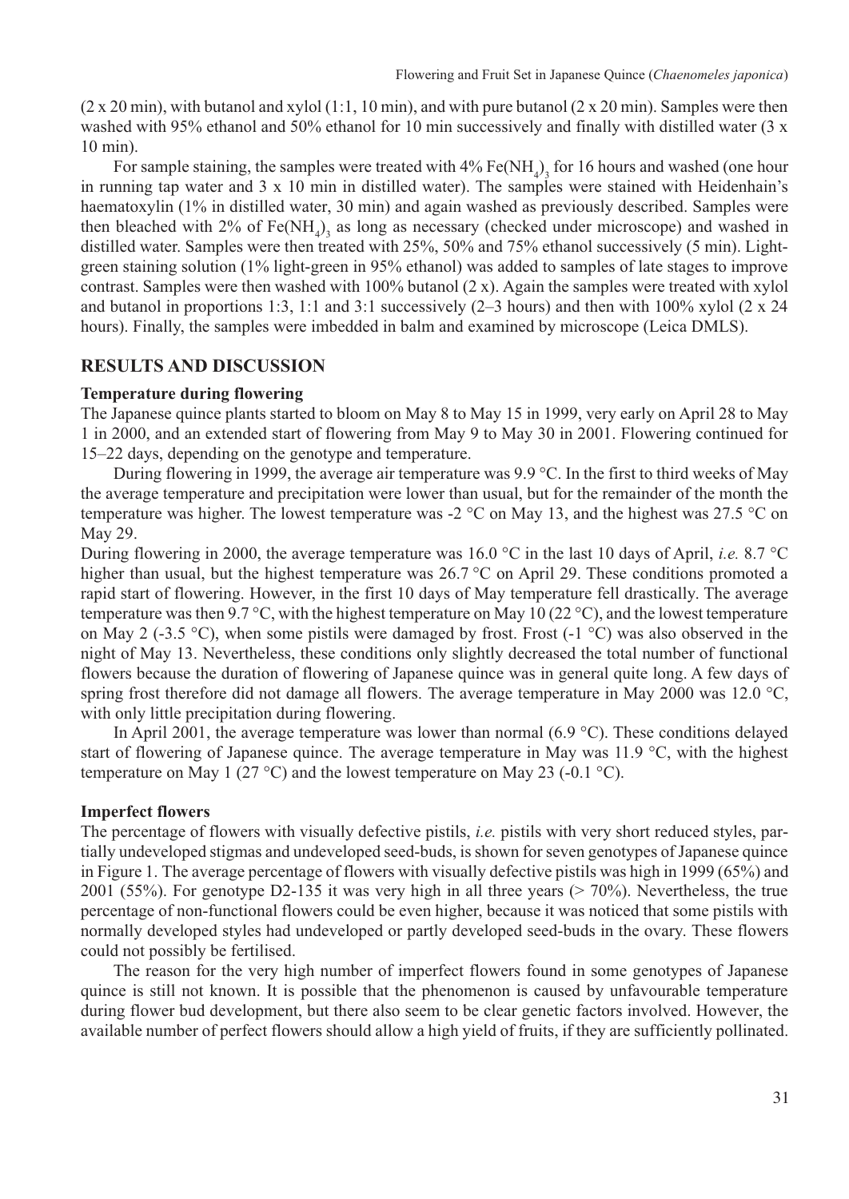(2 x 20 min), with butanol and xylol (1:1, 10 min), and with pure butanol (2 x 20 min). Samples were then washed with 95% ethanol and 50% ethanol for 10 min successively and finally with distilled water (3 x 10 min).

For sample staining, the samples were treated with 4% $Fe(NH_4)_3$ for 16 hours and washed (one hour in running tap water and 3 x 10 min in distilled water). The samples were stained with Heidenhain's haematoxylin (1% in distilled water, 30 min) and again washed as previously described. Samples were then bleached with 2% of $Fe(NH_4)_3$ as long as necessary (checked under microscope) and washed in distilled water. Samples were then treated with 25%, 50% and 75% ethanol successively (5 min). Light-green staining solution (1% light-green in 95% ethanol) was added to samples of late stages to improve contrast. Samples were then washed with 100% butanol (2 x). Again the samples were treated with xylol and butanol in proportions 1:3, 1:1 and 3:1 successively (2–3 hours) and then with 100% xylol (2 x 24 hours). Finally, the samples were imbedded in balm and examined by microscope (Leica DMLS).

## RESULTS AND DISCUSSION

### Temperature during flowering

The Japanese quince plants started to bloom on May 8 to May 15 in 1999, very early on April 28 to May 1 in 2000, and an extended start of flowering from May 9 to May 30 in 2001. Flowering continued for 15–22 days, depending on the genotype and temperature.

During flowering in 1999, the average air temperature was 9.9 °C. In the first to third weeks of May the average temperature and precipitation were lower than usual, but for the remainder of the month the temperature was higher. The lowest temperature was -2 °C on May 13, and the highest was 27.5 °C on May 29.

During flowering in 2000, the average temperature was 16.0 °C in the last 10 days of April, *i.e.* 8.7 °C higher than usual, but the highest temperature was 26.7 °C on April 29. These conditions promoted a rapid start of flowering. However, in the first 10 days of May temperature fell drastically. The average temperature was then 9.7 °C, with the highest temperature on May 10 (22 °C), and the lowest temperature on May 2 (-3.5 °C), when some pistils were damaged by frost. Frost (-1 °C) was also observed in the night of May 13. Nevertheless, these conditions only slightly decreased the total number of functional flowers because the duration of flowering of Japanese quince was in general quite long. A few days of spring frost therefore did not damage all flowers. The average temperature in May 2000 was 12.0 °C, with only little precipitation during flowering.

In April 2001, the average temperature was lower than normal (6.9 °C). These conditions delayed start of flowering of Japanese quince. The average temperature in May was 11.9 °C, with the highest temperature on May 1 (27 °C) and the lowest temperature on May 23 (-0.1 °C).

### Imperfect flowers

The percentage of flowers with visually defective pistils, *i.e.* pistils with very short reduced styles, partially undeveloped stigmas and undeveloped seed-buds, is shown for seven genotypes of Japanese quince in Figure 1. The average percentage of flowers with visually defective pistils was high in 1999 (65%) and 2001 (55%). For genotype D2-135 it was very high in all three years (> 70%). Nevertheless, the true percentage of non-functional flowers could be even higher, because it was noticed that some pistils with normally developed styles had undeveloped or partly developed seed-buds in the ovary. These flowers could not possibly be fertilised.

The reason for the very high number of imperfect flowers found in some genotypes of Japanese quince is still not known. It is possible that the phenomenon is caused by unfavourable temperature during flower bud development, but there also seem to be clear genetic factors involved. However, the available number of perfect flowers should allow a high yield of fruits, if they are sufficiently pollinated.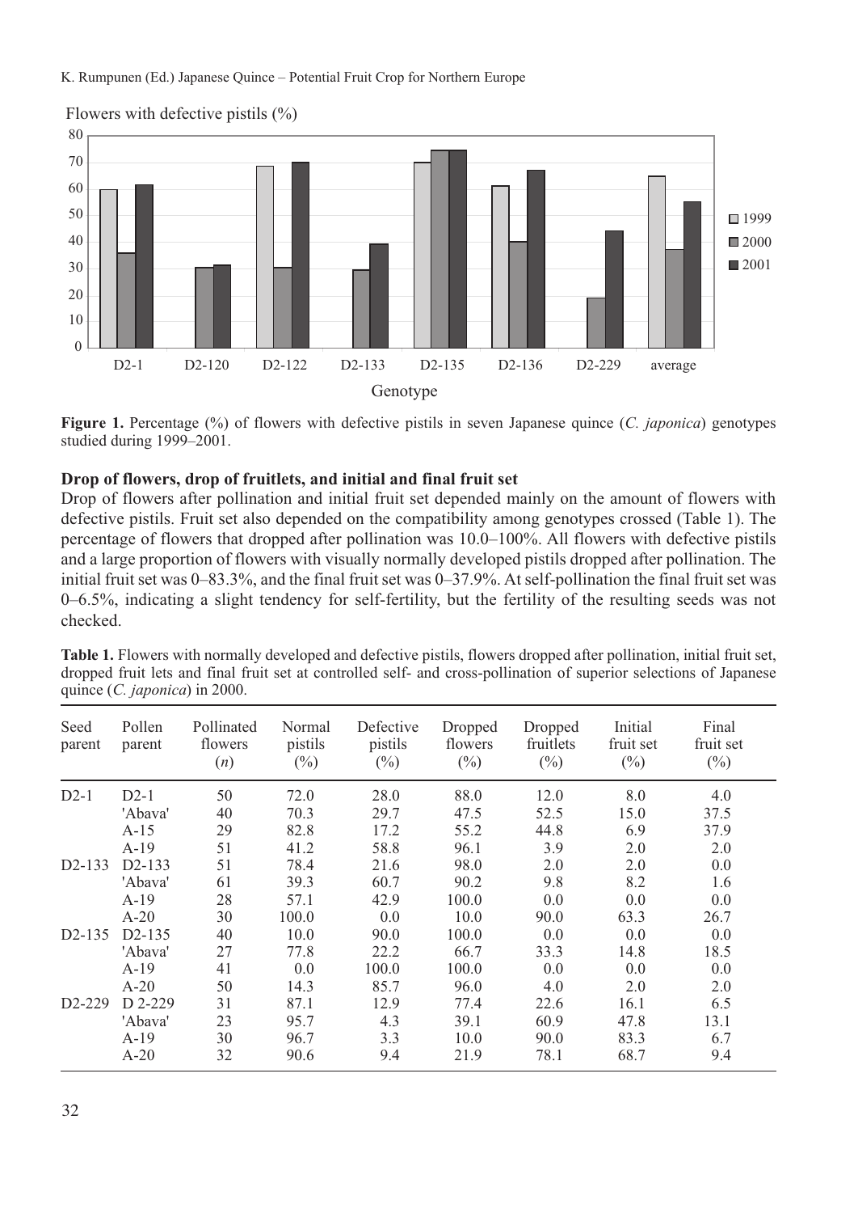Flowers with defective pistils (%)

**Figure 1.** Percentage (%) of flowers with defective pistils in seven Japanese quince (*C. japonica*) genotypes studied during 1999–2001.

### Drop of flowers, drop of fruitlets, and initial and final fruit set

Drop of flowers after pollination and initial fruit set depended mainly on the amount of flowers with defective pistils. Fruit set also depended on the compatibility among genotypes crossed (Table 1). The percentage of flowers that dropped after pollination was 10.0–100%. All flowers with defective pistils and a large proportion of flowers with visually normally developed pistils dropped after pollination. The initial fruit set was 0–83.3%, and the final fruit set was 0–37.9%. At self-pollination the final fruit set was 0–6.5%, indicating a slight tendency for self-fertility, but the fertility of the resulting seeds was not checked.

**Table 1.** Flowers with normally developed and defective pistils, flowers dropped after pollination, initial fruit set, dropped fruit lets and final fruit set at controlled self- and cross-pollination of superior selections of Japanese quince (*C. japonica*) in 2000.

| Seed parent | Pollen parent | Pollinated flowers (*n*) | Normal pistils (%) | Defective pistils (%) | Dropped flowers (%) | Dropped fruitlets (%) | Initial fruit set (%) | Final fruit set (%) |
|---|---|---|---|---|---|---|---|---|
| D2-1 | D2-1 | 50 | 72.0 | 28.0 | 88.0 | 12.0 | 8.0 | 4.0 |
| | 'Abava' | 40 | 70.3 | 29.7 | 47.5 | 52.5 | 15.0 | 37.5 |
| | A-15 | 29 | 82.8 | 17.2 | 55.2 | 44.8 | 6.9 | 37.9 |
| | A-19 | 51 | 41.2 | 58.8 | 96.1 | 3.9 | 2.0 | 2.0 |
| D2-133 | D2-133 | 51 | 78.4 | 21.6 | 98.0 | 2.0 | 2.0 | 0.0 |
| | 'Abava' | 61 | 39.3 | 60.7 | 90.2 | 9.8 | 8.2 | 1.6 |
| | A-19 | 28 | 57.1 | 42.9 | 100.0 | 0.0 | 0.0 | 0.0 |
| | A-20 | 30 | 100.0 | 0.0 | 10.0 | 90.0 | 63.3 | 26.7 |
| D2-135 | D2-135 | 40 | 10.0 | 90.0 | 100.0 | 0.0 | 0.0 | 0.0 |
| | 'Abava' | 27 | 77.8 | 22.2 | 66.7 | 33.3 | 14.8 | 18.5 |
| | A-19 | 41 | 0.0 | 100.0 | 100.0 | 0.0 | 0.0 | 0.0 |
| | A-20 | 50 | 14.3 | 85.7 | 96.0 | 4.0 | 2.0 | 2.0 |
| D2-229 | D 2-229 | 31 | 87.1 | 12.9 | 77.4 | 22.6 | 16.1 | 6.5 |
| | 'Abava' | 23 | 95.7 | 4.3 | 39.1 | 60.9 | 47.8 | 13.1 |
| | A-19 | 30 | 96.7 | 3.3 | 10.0 | 90.0 | 83.3 | 6.7 |
| | A-20 | 32 | 90.6 | 9.4 | 21.9 | 78.1 | 68.7 | 9.4 |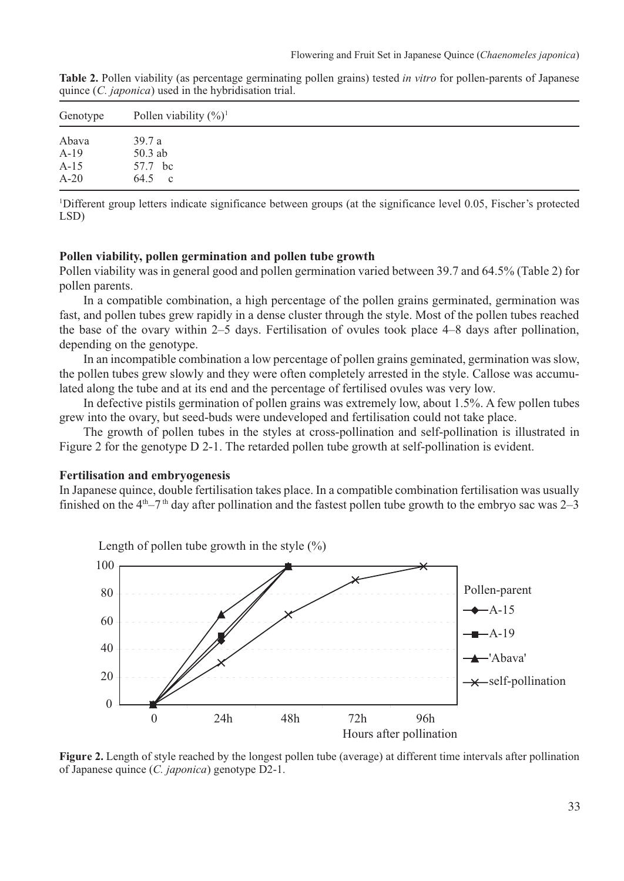**Table 2.** Pollen viability (as percentage germinating pollen grains) tested *in vitro* for pollen-parents of Japanese quince (*C. japonica*) used in the hybridisation trial.

| Genotype | Pollen viability (%)[1] |
|---|---|
| Abava | 39.7 a |
| A-19 | 50.3 ab |
| A-15 | 57.7 bc |
| A-20 | 64.5 c |

[1]Different group letters indicate significance between groups (at the significance level 0.05, Fischer's protected LSD)

**Pollen viability, pollen germination and pollen tube growth**

Pollen viability was in general good and pollen germination varied between 39.7 and 64.5% (Table 2) for pollen parents.

In a compatible combination, a high percentage of the pollen grains germinated, germination was fast, and pollen tubes grew rapidly in a dense cluster through the style. Most of the pollen tubes reached the base of the ovary within 2–5 days. Fertilisation of ovules took place 4–8 days after pollination, depending on the genotype.

In an incompatible combination a low percentage of pollen grains geminated, germination was slow, the pollen tubes grew slowly and they were often completely arrested in the style. Callose was accumulated along the tube and at its end and the percentage of fertilised ovules was very low.

In defective pistils germination of pollen grains was extremely low, about 1.5%. A few pollen tubes grew into the ovary, but seed-buds were undeveloped and fertilisation could not take place.

The growth of pollen tubes in the styles at cross-pollination and self-pollination is illustrated in Figure 2 for the genotype D 2-1. The retarded pollen tube growth at self-pollination is evident.

**Fertilisation and embryogenesis**

In Japanese quince, double fertilisation takes place. In a compatible combination fertilisation was usually finished on the 4th–7th day after pollination and the fastest pollen tube growth to the embryo sac was 2–3

**Figure 2.** Length of style reached by the longest pollen tube (average) at different time intervals after pollination of Japanese quince (*C. japonica*) genotype D2-1.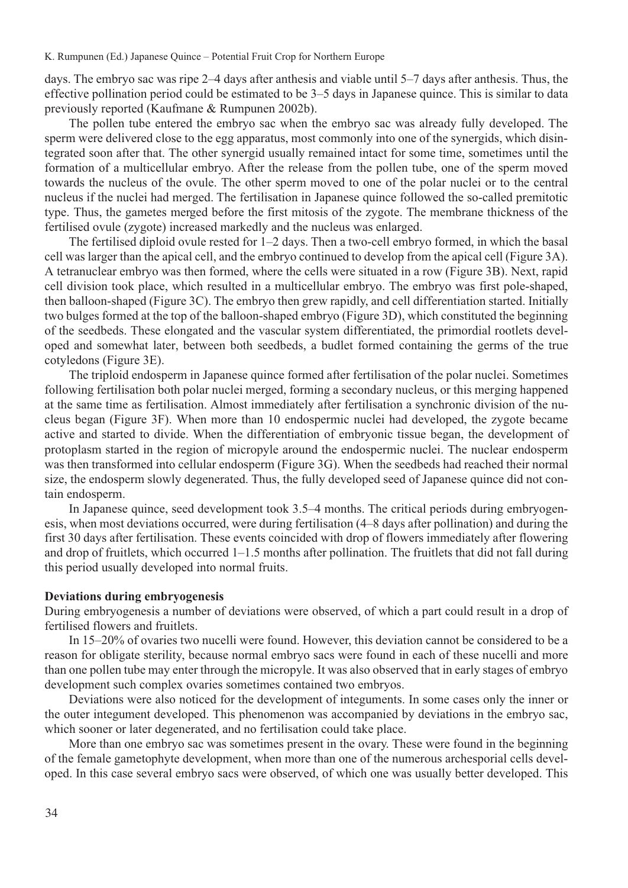days. The embryo sac was ripe 2–4 days after anthesis and viable until 5–7 days after anthesis. Thus, the effective pollination period could be estimated to be 3–5 days in Japanese quince. This is similar to data previously reported (Kaufmane & Rumpunen 2002b).

The pollen tube entered the embryo sac when the embryo sac was already fully developed. The sperm were delivered close to the egg apparatus, most commonly into one of the synergids, which disintegrated soon after that. The other synergid usually remained intact for some time, sometimes until the formation of a multicellular embryo. After the release from the pollen tube, one of the sperm moved towards the nucleus of the ovule. The other sperm moved to one of the polar nuclei or to the central nucleus if the nuclei had merged. The fertilisation in Japanese quince followed the so-called premitotic type. Thus, the gametes merged before the first mitosis of the zygote. The membrane thickness of the fertilised ovule (zygote) increased markedly and the nucleus was enlarged.

The fertilised diploid ovule rested for 1–2 days. Then a two-cell embryo formed, in which the basal cell was larger than the apical cell, and the embryo continued to develop from the apical cell (Figure 3A). A tetranuclear embryo was then formed, where the cells were situated in a row (Figure 3B). Next, rapid cell division took place, which resulted in a multicellular embryo. The embryo was first pole-shaped, then balloon-shaped (Figure 3C). The embryo then grew rapidly, and cell differentiation started. Initially two bulges formed at the top of the balloon-shaped embryo (Figure 3D), which constituted the beginning of the seedbeds. These elongated and the vascular system differentiated, the primordial rootlets developed and somewhat later, between both seedbeds, a budlet formed containing the germs of the true cotyledons (Figure 3E).

The triploid endosperm in Japanese quince formed after fertilisation of the polar nuclei. Sometimes following fertilisation both polar nuclei merged, forming a secondary nucleus, or this merging happened at the same time as fertilisation. Almost immediately after fertilisation a synchronic division of the nucleus began (Figure 3F). When more than 10 endospermic nuclei had developed, the zygote became active and started to divide. When the differentiation of embryonic tissue began, the development of protoplasm started in the region of micropyle around the endospermic nuclei. The nuclear endosperm was then transformed into cellular endosperm (Figure 3G). When the seedbeds had reached their normal size, the endosperm slowly degenerated. Thus, the fully developed seed of Japanese quince did not contain endosperm.

In Japanese quince, seed development took 3.5–4 months. The critical periods during embryogenesis, when most deviations occurred, were during fertilisation (4–8 days after pollination) and during the first 30 days after fertilisation. These events coincided with drop of flowers immediately after flowering and drop of fruitlets, which occurred 1–1.5 months after pollination. The fruitlets that did not fall during this period usually developed into normal fruits.

**Deviations during embryogenesis**

During embryogenesis a number of deviations were observed, of which a part could result in a drop of fertilised flowers and fruitlets.

In 15–20% of ovaries two nucelli were found. However, this deviation cannot be considered to be a reason for obligate sterility, because normal embryo sacs were found in each of these nucelli and more than one pollen tube may enter through the micropyle. It was also observed that in early stages of embryo development such complex ovaries sometimes contained two embryos.

Deviations were also noticed for the development of integuments. In some cases only the inner or the outer integument developed. This phenomenon was accompanied by deviations in the embryo sac, which sooner or later degenerated, and no fertilisation could take place.

More than one embryo sac was sometimes present in the ovary. These were found in the beginning of the female gametophyte development, when more than one of the numerous archesporial cells developed. In this case several embryo sacs were observed, of which one was usually better developed. This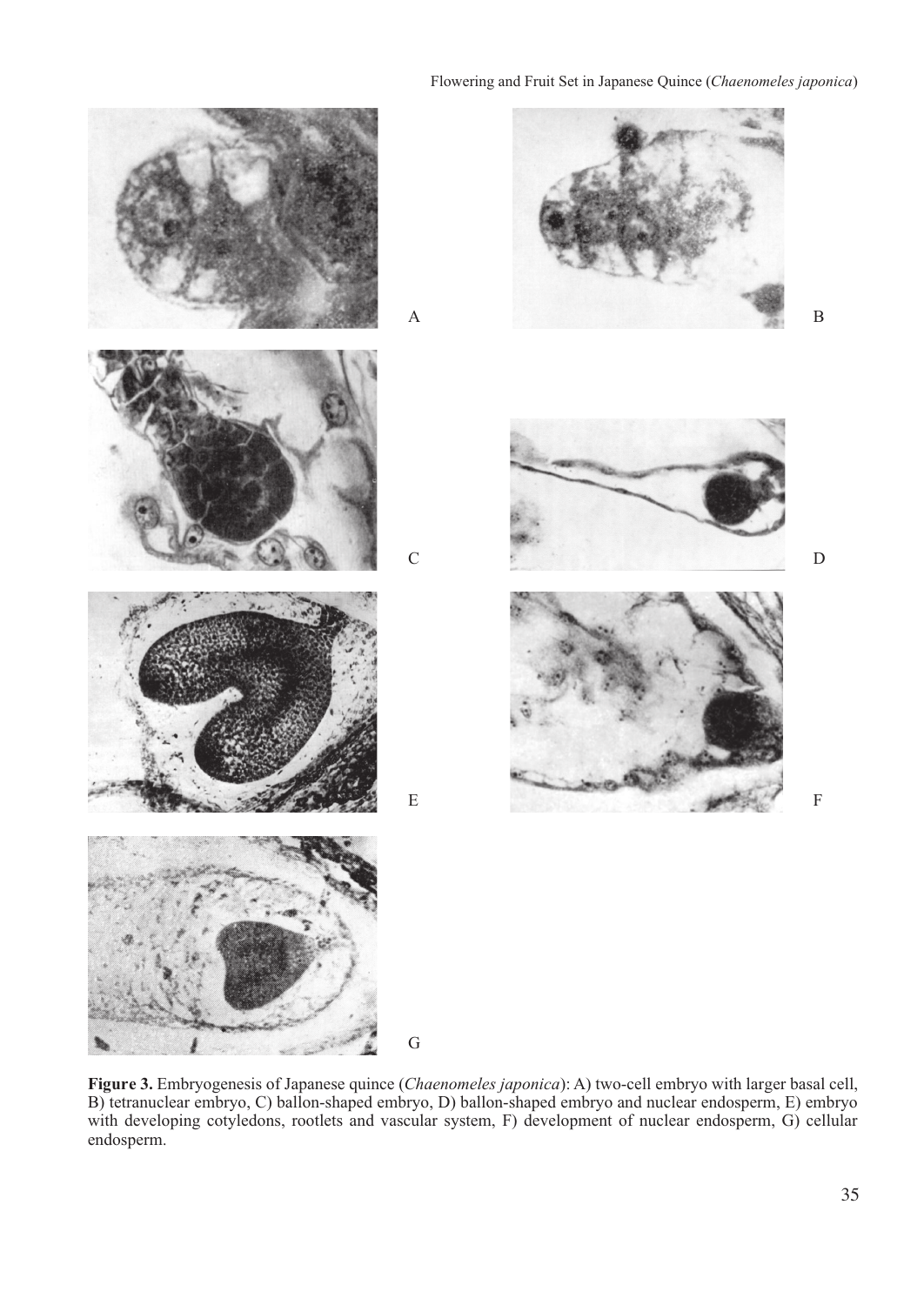**Figure 3.** Embryogenesis of Japanese quince (*Chaenomeles japonica*): A) two-cell embryo with larger basal cell, B) tetranuclear embryo, C) ballon-shaped embryo, D) ballon-shaped embryo and nuclear endosperm, E) embryo with developing cotyledons, rootlets and vascular system, F) development of nuclear endosperm, G) cellular endosperm.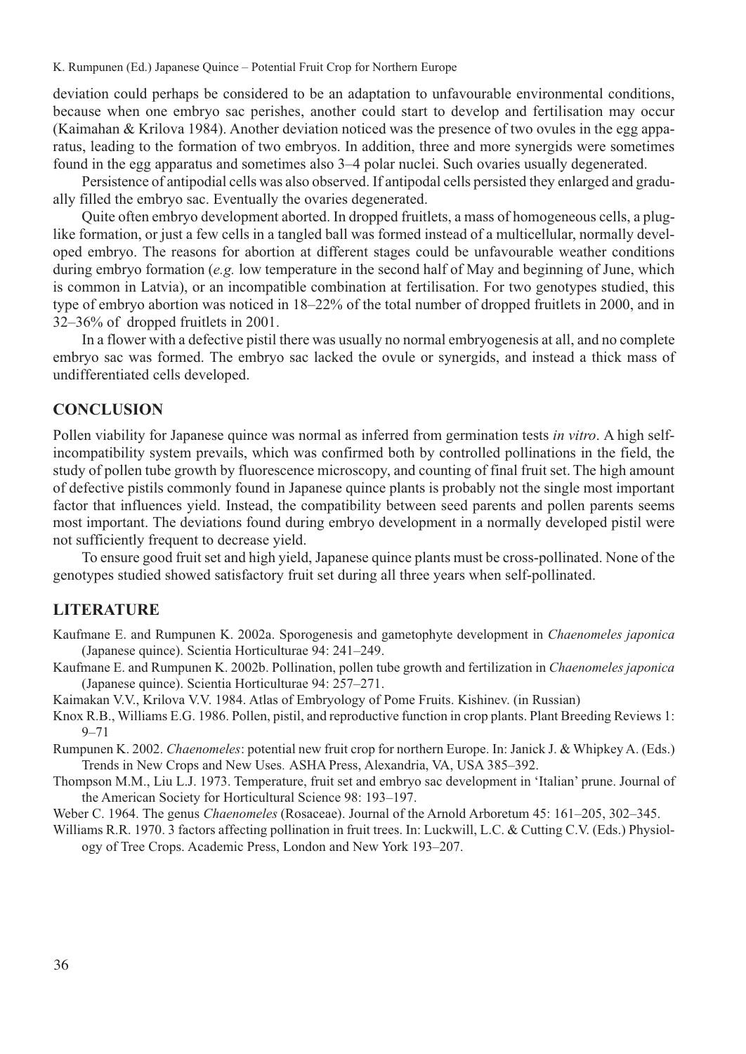deviation could perhaps be considered to be an adaptation to unfavourable environmental conditions, because when one embryo sac perishes, another could start to develop and fertilisation may occur (Kaimahan & Krilova 1984). Another deviation noticed was the presence of two ovules in the egg apparatus, leading to the formation of two embryos. In addition, three and more synergids were sometimes found in the egg apparatus and sometimes also 3–4 polar nuclei. Such ovaries usually degenerated.

Persistence of antipodial cells was also observed. If antipodal cells persisted they enlarged and gradually filled the embryo sac. Eventually the ovaries degenerated.

Quite often embryo development aborted. In dropped fruitlets, a mass of homogeneous cells, a plug-like formation, or just a few cells in a tangled ball was formed instead of a multicellular, normally developed embryo. The reasons for abortion at different stages could be unfavourable weather conditions during embryo formation (*e.g.* low temperature in the second half of May and beginning of June, which is common in Latvia), or an incompatible combination at fertilisation. For two genotypes studied, this type of embryo abortion was noticed in 18–22% of the total number of dropped fruitlets in 2000, and in 32–36% of dropped fruitlets in 2001.

In a flower with a defective pistil there was usually no normal embryogenesis at all, and no complete embryo sac was formed. The embryo sac lacked the ovule or synergids, and instead a thick mass of undifferentiated cells developed.

## CONCLUSION

Pollen viability for Japanese quince was normal as inferred from germination tests *in vitro*. A high self-incompatibility system prevails, which was confirmed both by controlled pollinations in the field, the study of pollen tube growth by fluorescence microscopy, and counting of final fruit set. The high amount of defective pistils commonly found in Japanese quince plants is probably not the single most important factor that influences yield. Instead, the compatibility between seed parents and pollen parents seems most important. The deviations found during embryo development in a normally developed pistil were not sufficiently frequent to decrease yield.

To ensure good fruit set and high yield, Japanese quince plants must be cross-pollinated. None of the genotypes studied showed satisfactory fruit set during all three years when self-pollinated.

## LITERATURE

Kaufmane E. and Rumpunen K. 2002a. Sporogenesis and gametophyte development in *Chaenomeles japonica* (Japanese quince). Scientia Horticulturae 94: 241–249.

Kaufmane E. and Rumpunen K. 2002b. Pollination, pollen tube growth and fertilization in *Chaenomeles japonica* (Japanese quince). Scientia Horticulturae 94: 257–271.

Kaimakan V.V., Krilova V.V. 1984. Atlas of Embryology of Pome Fruits. Kishinev. (in Russian)

Knox R.B., Williams E.G. 1986. Pollen, pistil, and reproductive function in crop plants. Plant Breeding Reviews 1: 9–71

Rumpunen K. 2002. *Chaenomeles*: potential new fruit crop for northern Europe. In: Janick J. & Whipkey A. (Eds.) Trends in New Crops and New Uses. ASHA Press, Alexandria, VA, USA 385–392.

Thompson M.M., Liu L.J. 1973. Temperature, fruit set and embryo sac development in 'Italian' prune. Journal of the American Society for Horticultural Science 98: 193–197.

Weber C. 1964. The genus *Chaenomeles* (Rosaceae). Journal of the Arnold Arboretum 45: 161–205, 302–345.

Williams R.R. 1970. 3 factors affecting pollination in fruit trees. In: Luckwill, L.C. & Cutting C.V. (Eds.) Physiology of Tree Crops. Academic Press, London and New York 193–207.